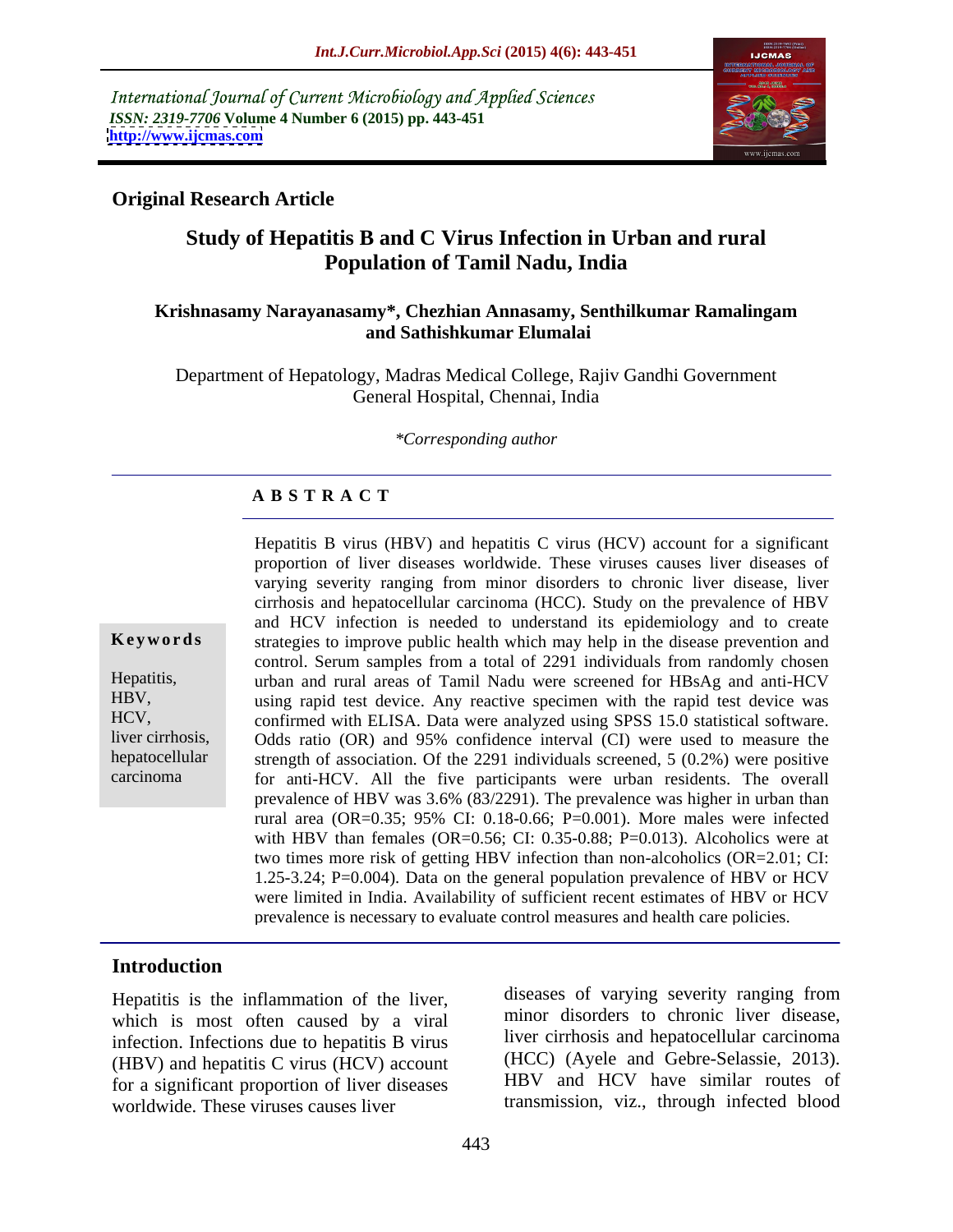International Journal of Current Microbiology and Applied Sciences
*ISSN: 2319-7706* **Volume 4 Number 6 (2015) pp. 443-451**
**http://www.ijcmas.com**

**Original Research Article**

# Study of Hepatitis B and C Virus Infection in Urban and rural Population of Tamil Nadu, India

**Krishnasamy Narayanasamy\*, Chezhian Annasamy, Senthilkumar Ramalingam and Sathishkumar Elumalai**

Department of Hepatology, Madras Medical College, Rajiv Gandhi Government General Hospital, Chennai, India

*\*Corresponding author*

## A B S T R A C T

**Keywords**

Hepatitis, HBV, HCV, liver cirrhosis, hepatocellular carcinoma

Hepatitis B virus (HBV) and hepatitis C virus (HCV) account for a significant proportion of liver diseases worldwide. These viruses causes liver diseases of varying severity ranging from minor disorders to chronic liver disease, liver cirrhosis and hepatocellular carcinoma (HCC). Study on the prevalence of HBV and HCV infection is needed to understand its epidemiology and to create strategies to improve public health which may help in the disease prevention and control. Serum samples from a total of 2291 individuals from randomly chosen urban and rural areas of Tamil Nadu were screened for HBsAg and anti-HCV using rapid test device. Any reactive specimen with the rapid test device was confirmed with ELISA. Data were analyzed using SPSS 15.0 statistical software. Odds ratio (OR) and 95% confidence interval (CI) were used to measure the strength of association. Of the 2291 individuals screened, 5 (0.2%) were positive for anti-HCV. All the five participants were urban residents. The overall prevalence of HBV was 3.6% (83/2291). The prevalence was higher in urban than rural area (OR=0.35; 95% CI: 0.18-0.66; P=0.001). More males were infected with HBV than females (OR=0.56; CI: 0.35-0.88; P=0.013). Alcoholics were at two times more risk of getting HBV infection than non-alcoholics (OR=2.01; CI: 1.25-3.24; P=0.004). Data on the general population prevalence of HBV or HCV were limited in India. Availability of sufficient recent estimates of HBV or HCV prevalence is necessary to evaluate control measures and health care policies.

## Introduction

Hepatitis is the inflammation of the liver, which is most often caused by a viral infection. Infections due to hepatitis B virus (HBV) and hepatitis C virus (HCV) account for a significant proportion of liver diseases worldwide. These viruses causes liver diseases of varying severity ranging from minor disorders to chronic liver disease, liver cirrhosis and hepatocellular carcinoma (HCC) (Ayele and Gebre-Selassie, 2013). HBV and HCV have similar routes of transmission, viz., through infected blood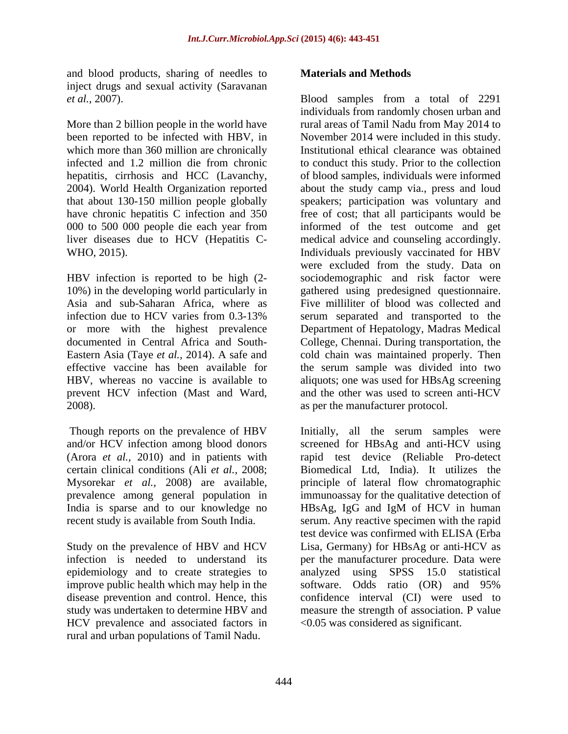and blood products, sharing of needles to inject drugs and sexual activity (Saravanan *et al.,* 2007).

More than 2 billion people in the world have been reported to be infected with HBV, in which more than 360 million are chronically infected and 1.2 million die from chronic hepatitis, cirrhosis and HCC (Lavanchy, 2004). World Health Organization reported that about 130-150 million people globally have chronic hepatitis C infection and 350 000 to 500 000 people die each year from liver diseases due to HCV (Hepatitis C-WHO, 2015).

HBV infection is reported to be high (2-10%) in the developing world particularly in Asia and sub-Saharan Africa, where as infection due to HCV varies from 0.3-13% or more with the highest prevalence documented in Central Africa and South-Eastern Asia (Taye *et al.,* 2014). A safe and effective vaccine has been available for HBV, whereas no vaccine is available to prevent HCV infection (Mast and Ward, 2008).

Though reports on the prevalence of HBV and/or HCV infection among blood donors (Arora *et al.,* 2010) and in patients with certain clinical conditions (Ali *et al.,* 2008; Mysorekar *et al.,* 2008) are available, prevalence among general population in India is sparse and to our knowledge no recent study is available from South India.

Study on the prevalence of HBV and HCV infection is needed to understand its epidemiology and to create strategies to improve public health which may help in the disease prevention and control. Hence, this study was undertaken to determine HBV and HCV prevalence and associated factors in rural and urban populations of Tamil Nadu.

## Materials and Methods

Blood samples from a total of 2291 individuals from randomly chosen urban and rural areas of Tamil Nadu from May 2014 to November 2014 were included in this study. Institutional ethical clearance was obtained to conduct this study. Prior to the collection of blood samples, individuals were informed about the study camp via., press and loud speakers; participation was voluntary and free of cost; that all participants would be informed of the test outcome and get medical advice and counseling accordingly. Individuals previously vaccinated for HBV were excluded from the study. Data on sociodemographic and risk factor were gathered using predesigned questionnaire. Five milliliter of blood was collected and serum separated and transported to the Department of Hepatology, Madras Medical College, Chennai. During transportation, the cold chain was maintained properly. Then the serum sample was divided into two aliquots; one was used for HBsAg screening and the other was used to screen anti-HCV as per the manufacturer protocol.

Initially, all the serum samples were screened for HBsAg and anti-HCV using rapid test device (Reliable Pro-detect Biomedical Ltd, India). It utilizes the principle of lateral flow chromatographic immunoassay for the qualitative detection of HBsAg, IgG and IgM of HCV in human serum. Any reactive specimen with the rapid test device was confirmed with ELISA (Erba Lisa, Germany) for HBsAg or anti-HCV as per the manufacturer procedure. Data were analyzed using SPSS 15.0 statistical software. Odds ratio (OR) and 95% confidence interval (CI) were used to measure the strength of association. P value <0.05 was considered as significant.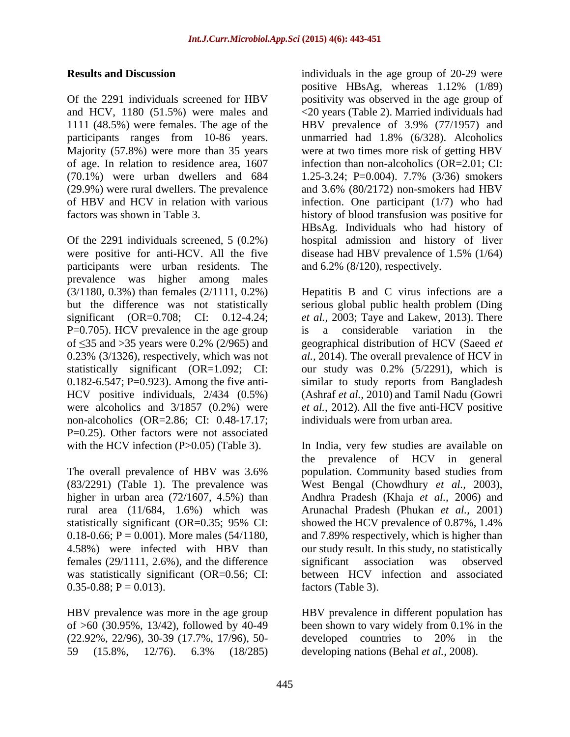## Results and Discussion

Of the 2291 individuals screened for HBV and HCV, 1180 (51.5%) were males and 1111 (48.5%) were females. The age of the participants ranges from 10-86 years. Majority (57.8%) were more than 35 years of age. In relation to residence area, 1607 (70.1%) were urban dwellers and 684 (29.9%) were rural dwellers. The prevalence of HBV and HCV in relation with various factors was shown in Table 3.

Of the 2291 individuals screened, 5 (0.2%) were positive for anti-HCV. All the five participants were urban residents. The prevalence was higher among males (3/1180, 0.3%) than females (2/1111, 0.2%) but the difference was not statistically significant (OR=0.708; CI: 0.12-4.24; P=0.705). HCV prevalence in the age group of ≤35 and >35 years were 0.2% (2/965) and 0.23% (3/1326), respectively, which was not statistically significant (OR=1.092; CI: 0.182-6.547; P=0.923). Among the five anti-HCV positive individuals, 2/434 (0.5%) were alcoholics and 3/1857 (0.2%) were non-alcoholics (OR=2.86; CI: 0.48-17.17; P=0.25). Other factors were not associated with the HCV infection (P>0.05) (Table 3).

The overall prevalence of HBV was 3.6% (83/2291) (Table 1). The prevalence was higher in urban area (72/1607, 4.5%) than rural area (11/684, 1.6%) which was statistically significant (OR=0.35; 95% CI: 0.18-0.66; P = 0.001). More males (54/1180, 4.58%) were infected with HBV than females (29/1111, 2.6%), and the difference was statistically significant (OR=0.56; CI: 0.35-0.88; P = 0.013).

HBV prevalence was more in the age group of >60 (30.95%, 13/42), followed by 40-49 (22.92%, 22/96), 30-39 (17.7%, 17/96), 50-59 (15.8%, 12/76). 6.3% (18/285) individuals in the age group of 20-29 were positive HBsAg, whereas 1.12% (1/89) positivity was observed in the age group of <20 years (Table 2). Married individuals had HBV prevalence of 3.9% (77/1957) and unmarried had 1.8% (6/328). Alcoholics were at two times more risk of getting HBV infection than non-alcoholics (OR=2.01; CI: 1.25-3.24; P=0.004). 7.7% (3/36) smokers and 3.6% (80/2172) non-smokers had HBV infection. One participant (1/7) who had history of blood transfusion was positive for HBsAg. Individuals who had history of hospital admission and history of liver disease had HBV prevalence of 1.5% (1/64) and 6.2% (8/120), respectively.

Hepatitis B and C virus infections are a serious global public health problem (Ding *et al.*, 2003; Taye and Lakew, 2013). There is a considerable variation in the geographical distribution of HCV (Saeed *et al.*, 2014). The overall prevalence of HCV in our study was 0.2% (5/2291), which is similar to study reports from Bangladesh (Ashraf *et al.*, 2010) and Tamil Nadu (Gowri *et al.*, 2012). All the five anti-HCV positive individuals were from urban area.

In India, very few studies are available on the prevalence of HCV in general population. Community based studies from West Bengal (Chowdhury *et al.*, 2003), Andhra Pradesh (Khaja *et al.*, 2006) and Arunachal Pradesh (Phukan *et al.*, 2001) showed the HCV prevalence of 0.87%, 1.4% and 7.89% respectively, which is higher than our study result. In this study, no statistically significant association was observed between HCV infection and associated factors (Table 3).

HBV prevalence in different population has been shown to vary widely from 0.1% in the developed countries to 20% in the developing nations (Behal *et al.*, 2008).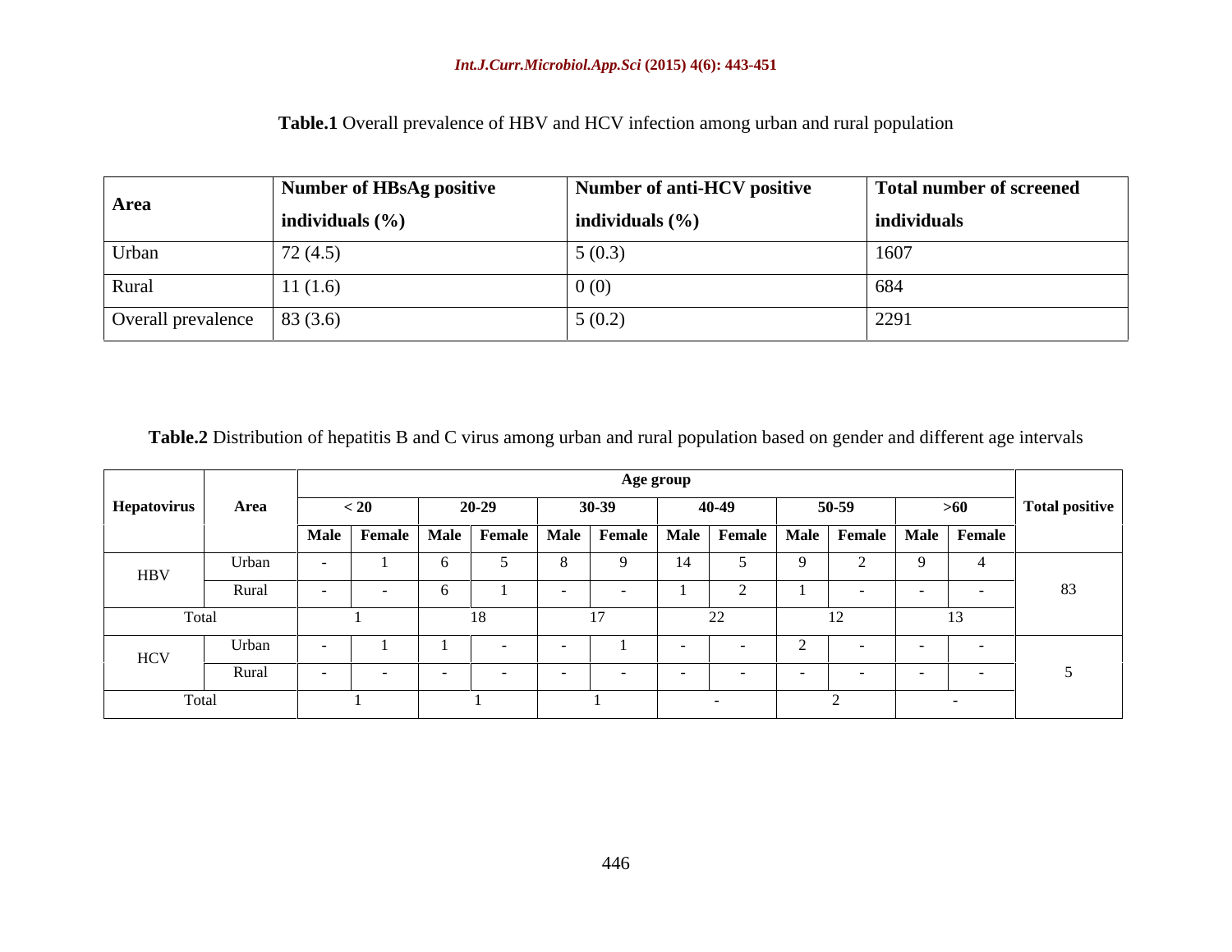**Table.1** Overall prevalence of HBV and HCV infection among urban and rural population

| Area | Number of HBsAg positive individuals (%) | Number of anti-HCV positive individuals (%) | Total number of screened individuals |
|---|---|---|---|
| Urban | 72 (4.5) | 5 (0.3) | 1607 |
| Rural | 11 (1.6) | 0 (0) | 684 |
| Overall prevalence | 83 (3.6) | 5 (0.2) | 2291 |

**Table.2** Distribution of hepatitis B and C virus among urban and rural population based on gender and different age intervals

| Hepatovirus | Area | Age group | | | | | | | | | | | | Total positive |
|---|---|---|---|---|---|---|---|---|---|---|---|---|---|---|
| | | < 20 | | 20-29 | | 30-39 | | 40-49 | | 50-59 | | >60 | | |
| | | Male | Female | Male | Female | Male | Female | Male | Female | Male | Female | Male | Female | |
| HBV | Urban | - | 1 | 6 | 5 | 8 | 9 | 14 | 5 | 9 | 2 | 9 | 4 | 83 |
| | Rural | - | - | 6 | 1 | - | - | 1 | 2 | 1 | - | - | - | |
| Total | | 1 | | 18 | | 17 | | 22 | | 12 | | 13 | | |
| HCV | Urban | - | 1 | 1 | - | - | 1 | - | - | 2 | - | - | - | 5 |
| | Rural | - | - | - | - | - | - | - | - | - | - | - | - | |
| Total | | 1 | | 1 | | 1 | | - | | 2 | | - | | |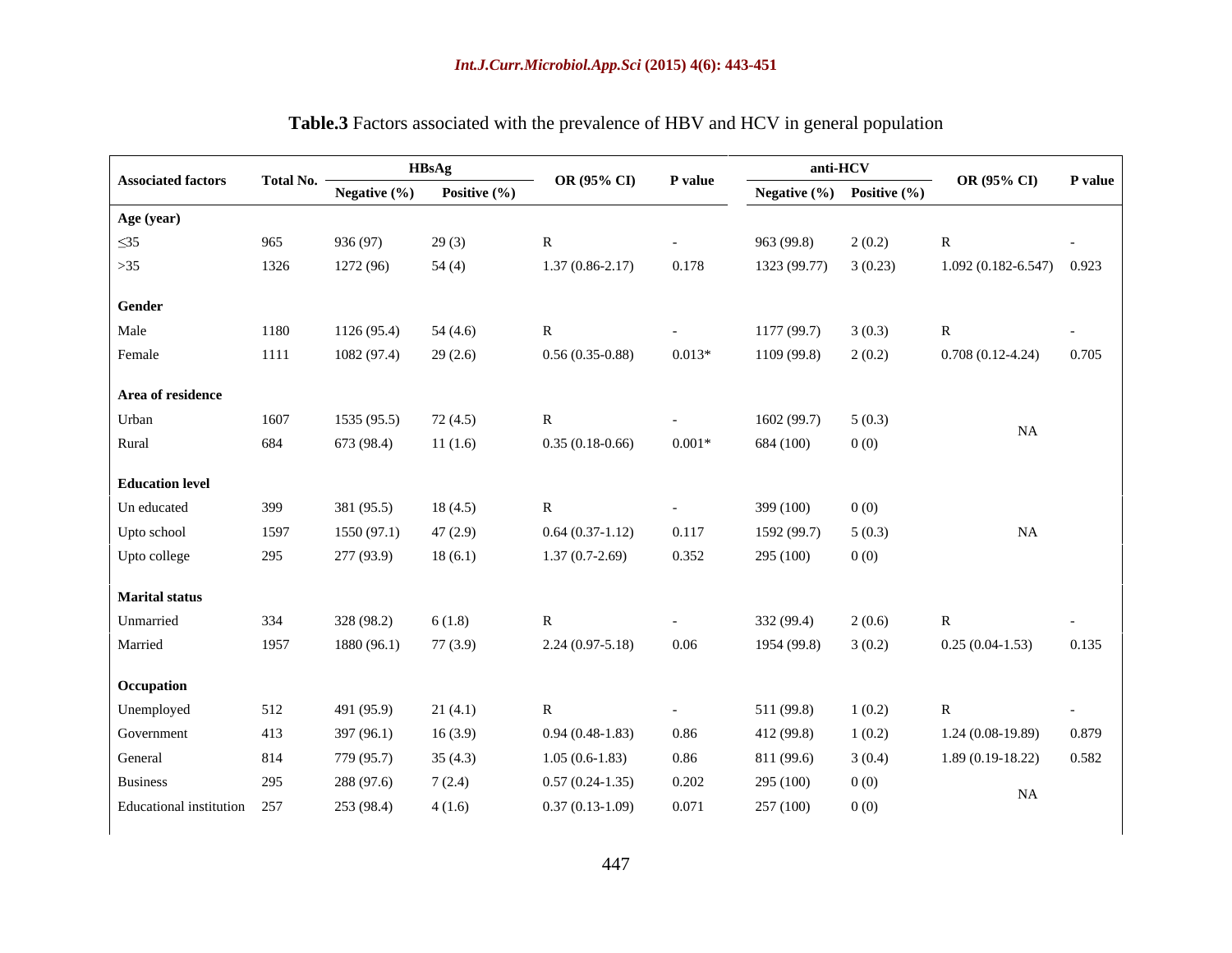**Table.3** Factors associated with the prevalence of HBV and HCV in general population

| Associated factors | Total No. | HBsAg | | OR (95% CI) | P value | anti-HCV | | OR (95% CI) | P value |
|---|---|---|---|---|---|---|---|---|---|
| | | Negative (%) | Positive (%) | | | Negative (%) | Positive (%) | | |
| **Age (year)** | | | | | | | | | |
| ≤35 | 965 | 936 (97) | 29 (3) | R | - | 963 (99.8) | 2 (0.2) | R | - |
| >35 | 1326 | 1272 (96) | 54 (4) | 1.37 (0.86-2.17) | 0.178 | 1323 (99.77) | 3 (0.23) | 1.092 (0.182-6.547) | 0.923 |
| **Gender** | | | | | | | | | |
| Male | 1180 | 1126 (95.4) | 54 (4.6) | R | - | 1177 (99.7) | 3 (0.3) | R | - |
| Female | 1111 | 1082 (97.4) | 29 (2.6) | 0.56 (0.35-0.88) | 0.013* | 1109 (99.8) | 2 (0.2) | 0.708 (0.12-4.24) | 0.705 |
| **Area of residence** | | | | | | | | | |
| Urban | 1607 | 1535 (95.5) | 72 (4.5) | R | - | 1602 (99.7) | 5 (0.3) | NA | |
| Rural | 684 | 673 (98.4) | 11 (1.6) | 0.35 (0.18-0.66) | 0.001* | 684 (100) | 0 (0) | | |
| **Education level** | | | | | | | | | |
| Un educated | 399 | 381 (95.5) | 18 (4.5) | R | - | 399 (100) | 0 (0) | | |
| Upto school | 1597 | 1550 (97.1) | 47 (2.9) | 0.64 (0.37-1.12) | 0.117 | 1592 (99.7) | 5 (0.3) | NA | |
| Upto college | 295 | 277 (93.9) | 18 (6.1) | 1.37 (0.7-2.69) | 0.352 | 295 (100) | 0 (0) | | |
| **Marital status** | | | | | | | | | |
| Unmarried | 334 | 328 (98.2) | 6 (1.8) | R | - | 332 (99.4) | 2 (0.6) | R | - |
| Married | 1957 | 1880 (96.1) | 77 (3.9) | 2.24 (0.97-5.18) | 0.06 | 1954 (99.8) | 3 (0.2) | 0.25 (0.04-1.53) | 0.135 |
| **Occupation** | | | | | | | | | |
| Unemployed | 512 | 491 (95.9) | 21 (4.1) | R | - | 511 (99.8) | 1 (0.2) | R | - |
| Government | 413 | 397 (96.1) | 16 (3.9) | 0.94 (0.48-1.83) | 0.86 | 412 (99.8) | 1 (0.2) | 1.24 (0.08-19.89) | 0.879 |
| General | 814 | 779 (95.7) | 35 (4.3) | 1.05 (0.6-1.83) | 0.86 | 811 (99.6) | 3 (0.4) | 1.89 (0.19-18.22) | 0.582 |
| Business | 295 | 288 (97.6) | 7 (2.4) | 0.57 (0.24-1.35) | 0.202 | 295 (100) | 0 (0) | NA | |
| Educational institution | 257 | 253 (98.4) | 4 (1.6) | 0.37 (0.13-1.09) | 0.071 | 257 (100) | 0 (0) | | |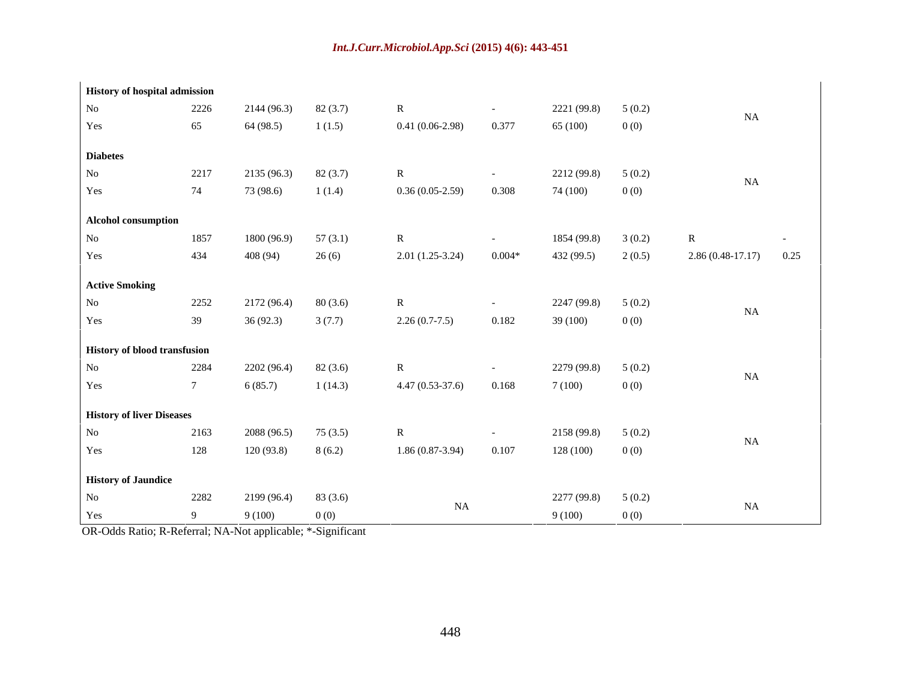| | | | | | | | | | |
|---|---|---|---|---|---|---|---|---|---|
| **History of hospital admission** | | | | | | | | | |
| No | 2226 | 2144 (96.3) | 82 (3.7) | R | - | 2221 (99.8) | 5 (0.2) | NA | |
| Yes | 65 | 64 (98.5) | 1 (1.5) | 0.41 (0.06-2.98) | 0.377 | 65 (100) | 0 (0) | | |
| **Diabetes** | | | | | | | | | |
| No | 2217 | 2135 (96.3) | 82 (3.7) | R | - | 2212 (99.8) | 5 (0.2) | NA | |
| Yes | 74 | 73 (98.6) | 1 (1.4) | 0.36 (0.05-2.59) | 0.308 | 74 (100) | 0 (0) | | |
| **Alcohol consumption** | | | | | | | | | |
| No | 1857 | 1800 (96.9) | 57 (3.1) | R | - | 1854 (99.8) | 3 (0.2) | R | - |
| Yes | 434 | 408 (94) | 26 (6) | 2.01 (1.25-3.24) | 0.004* | 432 (99.5) | 2 (0.5) | 2.86 (0.48-17.17) | 0.25 |
| **Active Smoking** | | | | | | | | | |
| No | 2252 | 2172 (96.4) | 80 (3.6) | R | - | 2247 (99.8) | 5 (0.2) | NA | |
| Yes | 39 | 36 (92.3) | 3 (7.7) | 2.26 (0.7-7.5) | 0.182 | 39 (100) | 0 (0) | | |
| **History of blood transfusion** | | | | | | | | | |
| No | 2284 | 2202 (96.4) | 82 (3.6) | R | - | 2279 (99.8) | 5 (0.2) | NA | |
| Yes | 7 | 6 (85.7) | 1 (14.3) | 4.47 (0.53-37.6) | 0.168 | 7 (100) | 0 (0) | | |
| **History of liver Diseases** | | | | | | | | | |
| No | 2163 | 2088 (96.5) | 75 (3.5) | R | - | 2158 (99.8) | 5 (0.2) | NA | |
| Yes | 128 | 120 (93.8) | 8 (6.2) | 1.86 (0.87-3.94) | 0.107 | 128 (100) | 0 (0) | | |
| **History of Jaundice** | | | | | | | | | |
| No | 2282 | 2199 (96.4) | 83 (3.6) | NA | | 2277 (99.8) | 5 (0.2) | NA | |
| Yes | 9 | 9 (100) | 0 (0) | | | 9 (100) | 0 (0) | | |

OR-Odds Ratio; R-Referral; NA-Not applicable; *-Significant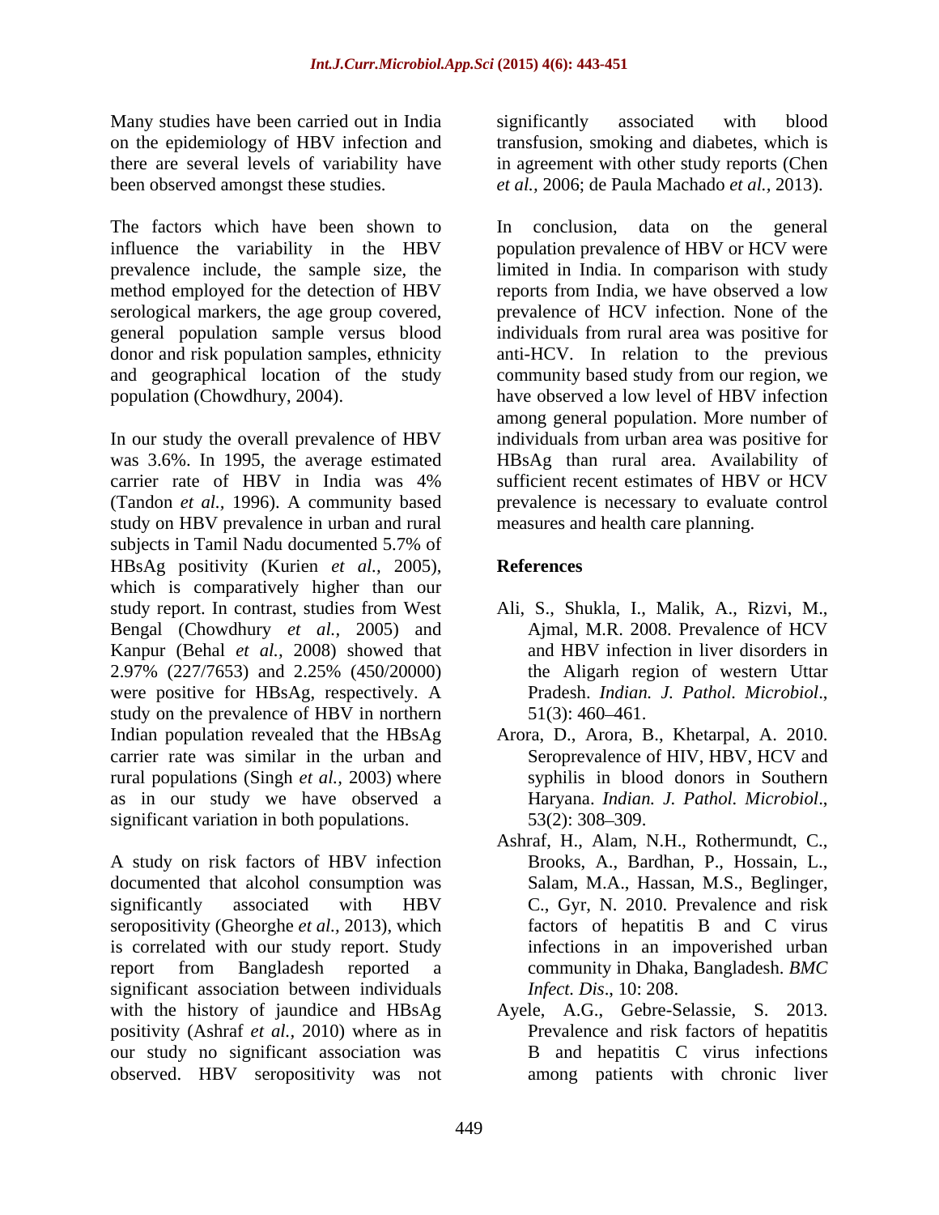Many studies have been carried out in India on the epidemiology of HBV infection and there are several levels of variability have been observed amongst these studies.

The factors which have been shown to influence the variability in the HBV prevalence include, the sample size, the method employed for the detection of HBV serological markers, the age group covered, general population sample versus blood donor and risk population samples, ethnicity and geographical location of the study population (Chowdhury, 2004).

In our study the overall prevalence of HBV was 3.6%. In 1995, the average estimated carrier rate of HBV in India was 4% (Tandon *et al.,* 1996). A community based study on HBV prevalence in urban and rural subjects in Tamil Nadu documented 5.7% of HBsAg positivity (Kurien *et al.,* 2005), which is comparatively higher than our study report. In contrast, studies from West Bengal (Chowdhury *et al.,* 2005) and Kanpur (Behal *et al.,* 2008) showed that 2.97% (227/7653) and 2.25% (450/20000) were positive for HBsAg, respectively. A study on the prevalence of HBV in northern Indian population revealed that the HBsAg carrier rate was similar in the urban and rural populations (Singh *et al.,* 2003) where as in our study we have observed a significant variation in both populations.

A study on risk factors of HBV infection documented that alcohol consumption was significantly associated with HBV seropositivity (Gheorghe *et al.,* 2013), which is correlated with our study report. Study report from Bangladesh reported a significant association between individuals with the history of jaundice and HBsAg positivity (Ashraf *et al.,* 2010) where as in our study no significant association was observed. HBV seropositivity was not significantly associated with blood transfusion, smoking and diabetes, which is in agreement with other study reports (Chen *et al.,* 2006; de Paula Machado *et al.,* 2013).

In conclusion, data on the general population prevalence of HBV or HCV were limited in India. In comparison with study reports from India, we have observed a low prevalence of HCV infection. None of the individuals from rural area was positive for anti-HCV. In relation to the previous community based study from our region, we have observed a low level of HBV infection among general population. More number of individuals from urban area was positive for HBsAg than rural area. Availability of sufficient recent estimates of HBV or HCV prevalence is necessary to evaluate control measures and health care planning.

## References

Ali, S., Shukla, I., Malik, A., Rizvi, M., Ajmal, M.R. 2008. Prevalence of HCV and HBV infection in liver disorders in the Aligarh region of western Uttar Pradesh. *Indian. J. Pathol. Microbiol*., 51(3): 460–461.

Arora, D., Arora, B., Khetarpal, A. 2010. Seroprevalence of HIV, HBV, HCV and syphilis in blood donors in Southern Haryana. *Indian. J. Pathol. Microbiol*., 53(2): 308–309.

Ashraf, H., Alam, N.H., Rothermundt, C., Brooks, A., Bardhan, P., Hossain, L., Salam, M.A., Hassan, M.S., Beglinger, C., Gyr, N. 2010. Prevalence and risk factors of hepatitis B and C virus infections in an impoverished urban community in Dhaka, Bangladesh. *BMC Infect. Dis*., 10: 208.

Ayele, A.G., Gebre-Selassie, S. 2013. Prevalence and risk factors of hepatitis B and hepatitis C virus infections among patients with chronic liver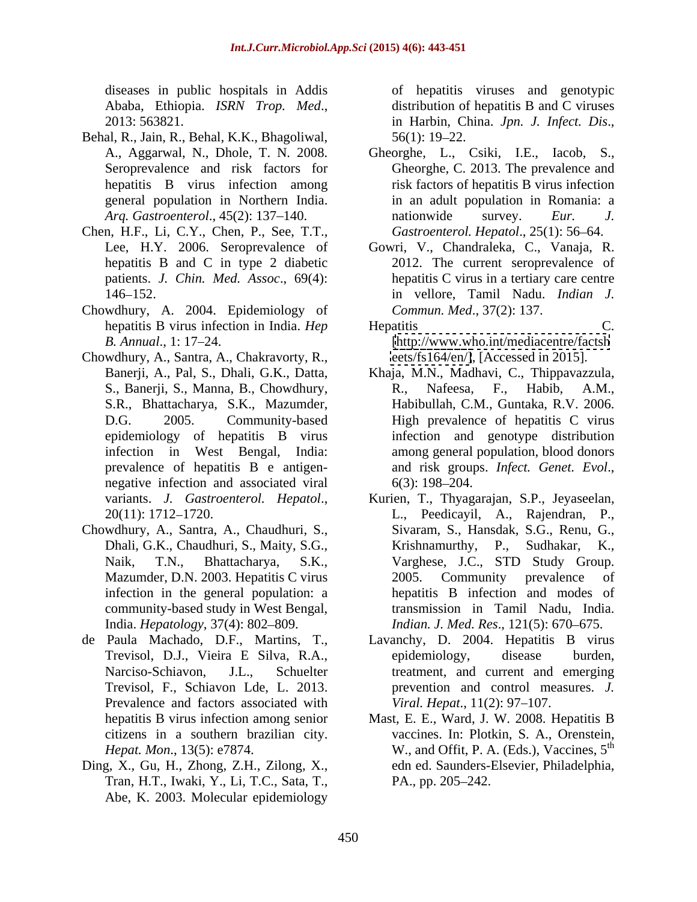diseases in public hospitals in Addis Ababa, Ethiopia. *ISRN Trop. Med*., 2013: 563821.

Behal, R., Jain, R., Behal, K.K., Bhagoliwal, A., Aggarwal, N., Dhole, T. N. 2008. Seroprevalence and risk factors for hepatitis B virus infection among general population in Northern India. *Arq. Gastroenterol*., 45(2): 137–140.

Chen, H.F., Li, C.Y., Chen, P., See, T.T., Lee, H.Y. 2006. Seroprevalence of hepatitis B and C in type 2 diabetic patients. *J. Chin. Med. Assoc*., 69(4): 146–152.

Chowdhury, A. 2004. Epidemiology of hepatitis B virus infection in India. *Hep B. Annual*., 1: 17–24.

Chowdhury, A., Santra, A., Chakravorty, R., Banerji, A., Pal, S., Dhali, G.K., Datta, S., Banerji, S., Manna, B., Chowdhury, S.R., Bhattacharya, S.K., Mazumder, D.G. 2005. Community-based epidemiology of hepatitis B virus infection in West Bengal, India: prevalence of hepatitis B e antigen-negative infection and associated viral variants. *J. Gastroenterol. Hepatol*., 20(11): 1712–1720.

Chowdhury, A., Santra, A., Chaudhuri, S., Dhali, G.K., Chaudhuri, S., Maity, S.G., Naik, T.N., Bhattacharya, S.K., Mazumder, D.N. 2003. Hepatitis C virus infection in the general population: a community-based study in West Bengal, India. *Hepatology*, 37(4): 802–809.

de Paula Machado, D.F., Martins, T., Trevisol, D.J., Vieira E Silva, R.A., Narciso-Schiavon, J.L., Schuelter Trevisol, F., Schiavon Lde, L. 2013. Prevalence and factors associated with hepatitis B virus infection among senior citizens in a southern brazilian city. *Hepat. Mon*., 13(5): e7874.

Ding, X., Gu, H., Zhong, Z.H., Zilong, X., Tran, H.T., Iwaki, Y., Li, T.C., Sata, T., Abe, K. 2003. Molecular epidemiology of hepatitis viruses and genotypic distribution of hepatitis B and C viruses in Harbin, China. *Jpn. J. Infect. Dis*., 56(1): 19–22.

Gheorghe, L., Csiki, I.E., Iacob, S., Gheorghe, C. 2013. The prevalence and risk factors of hepatitis B virus infection in an adult population in Romania: a nationwide survey. *Eur. J. Gastroenterol. Hepatol*., 25(1): 56–64.

Gowri, V., Chandraleka, C., Vanaja, R. 2012. The current seroprevalence of hepatitis C virus in a tertiary care centre in vellore, Tamil Nadu. *Indian J. Commun. Med*., 37(2): 137.

Hepatitis C. [http://www.who.int/mediacentre/factsheets/fs164/en/], [Accessed in 2015].

Khaja, M.N., Madhavi, C., Thippavazzula, R., Nafeesa, F., Habib, A.M., Habibullah, C.M., Guntaka, R.V. 2006. High prevalence of hepatitis C virus infection and genotype distribution among general population, blood donors and risk groups. *Infect. Genet. Evol*., 6(3): 198–204.

Kurien, T., Thyagarajan, S.P., Jeyaseelan, L., Peedicayil, A., Rajendran, P., Sivaram, S., Hansdak, S.G., Renu, G., Krishnamurthy, P., Sudhakar, K., Varghese, J.C., STD Study Group. 2005. Community prevalence of hepatitis B infection and modes of transmission in Tamil Nadu, India. *Indian. J. Med. Res*., 121(5): 670–675.

Lavanchy, D. 2004. Hepatitis B virus epidemiology, disease burden, treatment, and current and emerging prevention and control measures. *J. Viral. Hepat*., 11(2): 97–107.

Mast, E. E., Ward, J. W. 2008. Hepatitis B vaccines. In: Plotkin, S. A., Orenstein, W., and Offit, P. A. (Eds.), Vaccines, 5th edn ed. Saunders-Elsevier, Philadelphia, PA., pp. 205–242.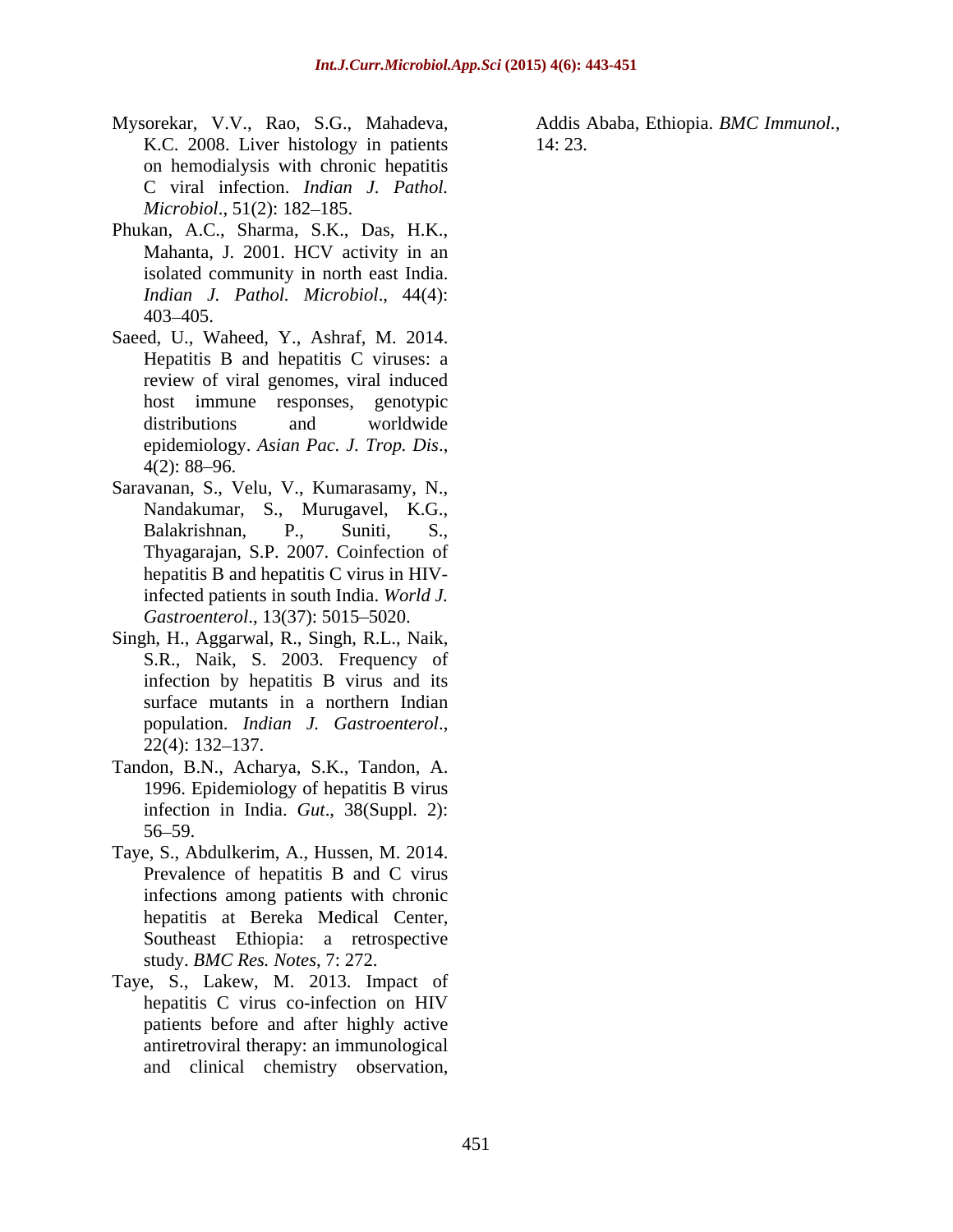- Mysorekar, V.V., Rao, S.G., Mahadeva, K.C. 2008. Liver histology in patients on hemodialysis with chronic hepatitis C viral infection. *Indian J. Pathol. Microbiol*., 51(2): 182–185.
- Phukan, A.C., Sharma, S.K., Das, H.K., Mahanta, J. 2001. HCV activity in an isolated community in north east India. *Indian J. Pathol. Microbiol*., 44(4): 403–405.
- Saeed, U., Waheed, Y., Ashraf, M. 2014. Hepatitis B and hepatitis C viruses: a review of viral genomes, viral induced host immune responses, genotypic distributions and worldwide epidemiology. *Asian Pac. J. Trop. Dis*., 4(2): 88–96.
- Saravanan, S., Velu, V., Kumarasamy, N., Nandakumar, S., Murugavel, K.G., Balakrishnan, P., Suniti, S., Thyagarajan, S.P. 2007. Coinfection of hepatitis B and hepatitis C virus in HIV-infected patients in south India. *World J. Gastroenterol*., 13(37): 5015–5020.
- Singh, H., Aggarwal, R., Singh, R.L., Naik, S.R., Naik, S. 2003. Frequency of infection by hepatitis B virus and its surface mutants in a northern Indian population. *Indian J. Gastroenterol*., 22(4): 132–137.
- Tandon, B.N., Acharya, S.K., Tandon, A. 1996. Epidemiology of hepatitis B virus infection in India. *Gut*., 38(Suppl. 2): 56–59.
- Taye, S., Abdulkerim, A., Hussen, M. 2014. Prevalence of hepatitis B and C virus infections among patients with chronic hepatitis at Bereka Medical Center, Southeast Ethiopia: a retrospective study. *BMC Res. Notes*, 7: 272.
- Taye, S., Lakew, M. 2013. Impact of hepatitis C virus co-infection on HIV patients before and after highly active antiretroviral therapy: an immunological and clinical chemistry observation, Addis Ababa, Ethiopia. *BMC Immunol.*, 14: 23.